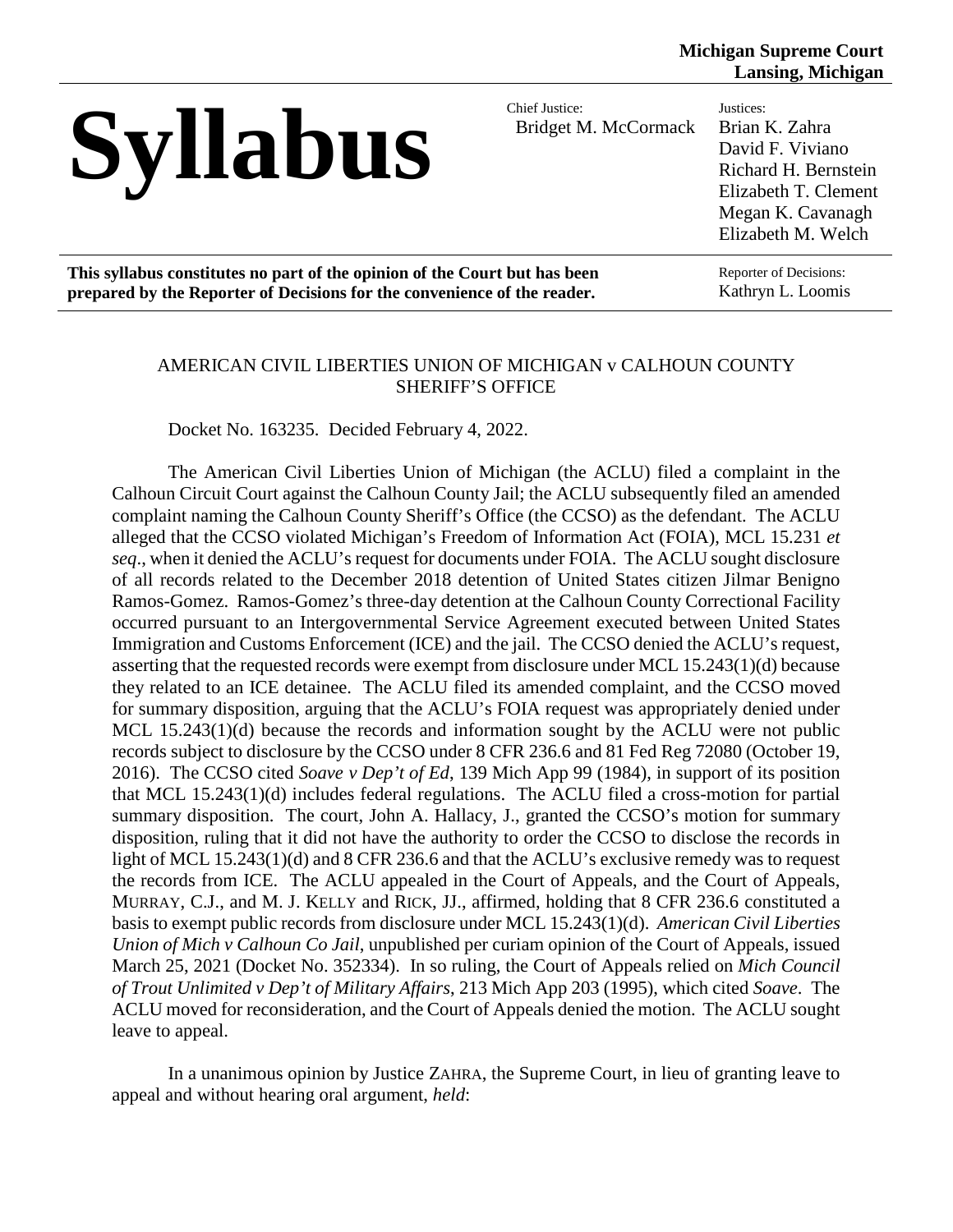**Michigan Supreme Court**
**Lansing, Michigan**

# Syllabus

Chief Justice:
Bridget M. McCormack

Justices:
Brian K. Zahra
David F. Viviano
Richard H. Bernstein
Elizabeth T. Clement
Megan K. Cavanagh
Elizabeth M. Welch

**This syllabus constitutes no part of the opinion of the Court but has been prepared by the Reporter of Decisions for the convenience of the reader.**

Reporter of Decisions:
Kathryn L. Loomis

AMERICAN CIVIL LIBERTIES UNION OF MICHIGAN v CALHOUN COUNTY SHERIFF'S OFFICE

Docket No. 163235. Decided February 4, 2022.

The American Civil Liberties Union of Michigan (the ACLU) filed a complaint in the Calhoun Circuit Court against the Calhoun County Jail; the ACLU subsequently filed an amended complaint naming the Calhoun County Sheriff's Office (the CCSO) as the defendant. The ACLU alleged that the CCSO violated Michigan's Freedom of Information Act (FOIA), MCL 15.231 *et seq*., when it denied the ACLU's request for documents under FOIA. The ACLU sought disclosure of all records related to the December 2018 detention of United States citizen Jilmar Benigno Ramos-Gomez. Ramos-Gomez's three-day detention at the Calhoun County Correctional Facility occurred pursuant to an Intergovernmental Service Agreement executed between United States Immigration and Customs Enforcement (ICE) and the jail. The CCSO denied the ACLU's request, asserting that the requested records were exempt from disclosure under MCL 15.243(1)(d) because they related to an ICE detainee. The ACLU filed its amended complaint, and the CCSO moved for summary disposition, arguing that the ACLU's FOIA request was appropriately denied under MCL 15.243(1)(d) because the records and information sought by the ACLU were not public records subject to disclosure by the CCSO under 8 CFR 236.6 and 81 Fed Reg 72080 (October 19, 2016). The CCSO cited *Soave v Dep't of Ed*, 139 Mich App 99 (1984), in support of its position that MCL 15.243(1)(d) includes federal regulations. The ACLU filed a cross-motion for partial summary disposition. The court, John A. Hallacy, J., granted the CCSO's motion for summary disposition, ruling that it did not have the authority to order the CCSO to disclose the records in light of MCL 15.243(1)(d) and 8 CFR 236.6 and that the ACLU's exclusive remedy was to request the records from ICE. The ACLU appealed in the Court of Appeals, and the Court of Appeals, MURRAY, C.J., and M. J. KELLY and RICK, JJ., affirmed, holding that 8 CFR 236.6 constituted a basis to exempt public records from disclosure under MCL 15.243(1)(d). *American Civil Liberties Union of Mich v Calhoun Co Jail*, unpublished per curiam opinion of the Court of Appeals, issued March 25, 2021 (Docket No. 352334). In so ruling, the Court of Appeals relied on *Mich Council of Trout Unlimited v Dep't of Military Affairs*, 213 Mich App 203 (1995), which cited *Soave*. The ACLU moved for reconsideration, and the Court of Appeals denied the motion. The ACLU sought leave to appeal.

In a unanimous opinion by Justice ZAHRA, the Supreme Court, in lieu of granting leave to appeal and without hearing oral argument, *held*: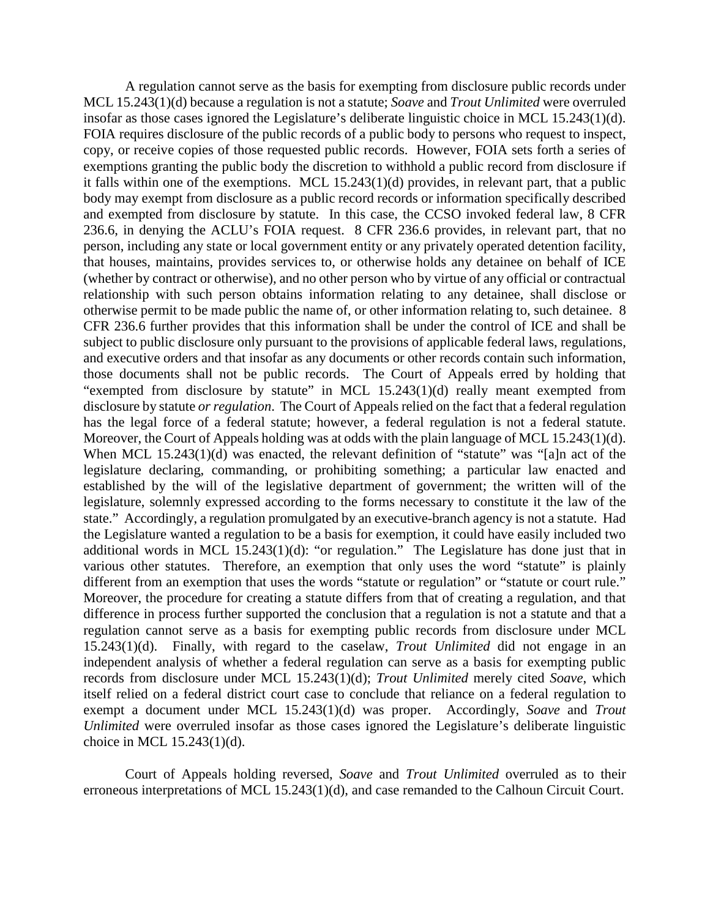A regulation cannot serve as the basis for exempting from disclosure public records under MCL 15.243(1)(d) because a regulation is not a statute; *Soave* and *Trout Unlimited* were overruled insofar as those cases ignored the Legislature's deliberate linguistic choice in MCL 15.243(1)(d). FOIA requires disclosure of the public records of a public body to persons who request to inspect, copy, or receive copies of those requested public records. However, FOIA sets forth a series of exemptions granting the public body the discretion to withhold a public record from disclosure if it falls within one of the exemptions. MCL 15.243(1)(d) provides, in relevant part, that a public body may exempt from disclosure as a public record records or information specifically described and exempted from disclosure by statute. In this case, the CCSO invoked federal law, 8 CFR 236.6, in denying the ACLU's FOIA request. 8 CFR 236.6 provides, in relevant part, that no person, including any state or local government entity or any privately operated detention facility, that houses, maintains, provides services to, or otherwise holds any detainee on behalf of ICE (whether by contract or otherwise), and no other person who by virtue of any official or contractual relationship with such person obtains information relating to any detainee, shall disclose or otherwise permit to be made public the name of, or other information relating to, such detainee. 8 CFR 236.6 further provides that this information shall be under the control of ICE and shall be subject to public disclosure only pursuant to the provisions of applicable federal laws, regulations, and executive orders and that insofar as any documents or other records contain such information, those documents shall not be public records. The Court of Appeals erred by holding that "exempted from disclosure by statute" in MCL 15.243(1)(d) really meant exempted from disclosure by statute *or regulation*. The Court of Appeals relied on the fact that a federal regulation has the legal force of a federal statute; however, a federal regulation is not a federal statute. Moreover, the Court of Appeals holding was at odds with the plain language of MCL 15.243(1)(d). When MCL 15.243(1)(d) was enacted, the relevant definition of "statute" was "[a]n act of the legislature declaring, commanding, or prohibiting something; a particular law enacted and established by the will of the legislative department of government; the written will of the legislature, solemnly expressed according to the forms necessary to constitute it the law of the state." Accordingly, a regulation promulgated by an executive-branch agency is not a statute. Had the Legislature wanted a regulation to be a basis for exemption, it could have easily included two additional words in MCL 15.243(1)(d): "or regulation." The Legislature has done just that in various other statutes. Therefore, an exemption that only uses the word "statute" is plainly different from an exemption that uses the words "statute or regulation" or "statute or court rule." Moreover, the procedure for creating a statute differs from that of creating a regulation, and that difference in process further supported the conclusion that a regulation is not a statute and that a regulation cannot serve as a basis for exempting public records from disclosure under MCL 15.243(1)(d). Finally, with regard to the caselaw, *Trout Unlimited* did not engage in an independent analysis of whether a federal regulation can serve as a basis for exempting public records from disclosure under MCL 15.243(1)(d); *Trout Unlimited* merely cited *Soave*, which itself relied on a federal district court case to conclude that reliance on a federal regulation to exempt a document under MCL 15.243(1)(d) was proper. Accordingly, *Soave* and *Trout Unlimited* were overruled insofar as those cases ignored the Legislature's deliberate linguistic choice in MCL 15.243(1)(d).

Court of Appeals holding reversed, *Soave* and *Trout Unlimited* overruled as to their erroneous interpretations of MCL 15.243(1)(d), and case remanded to the Calhoun Circuit Court.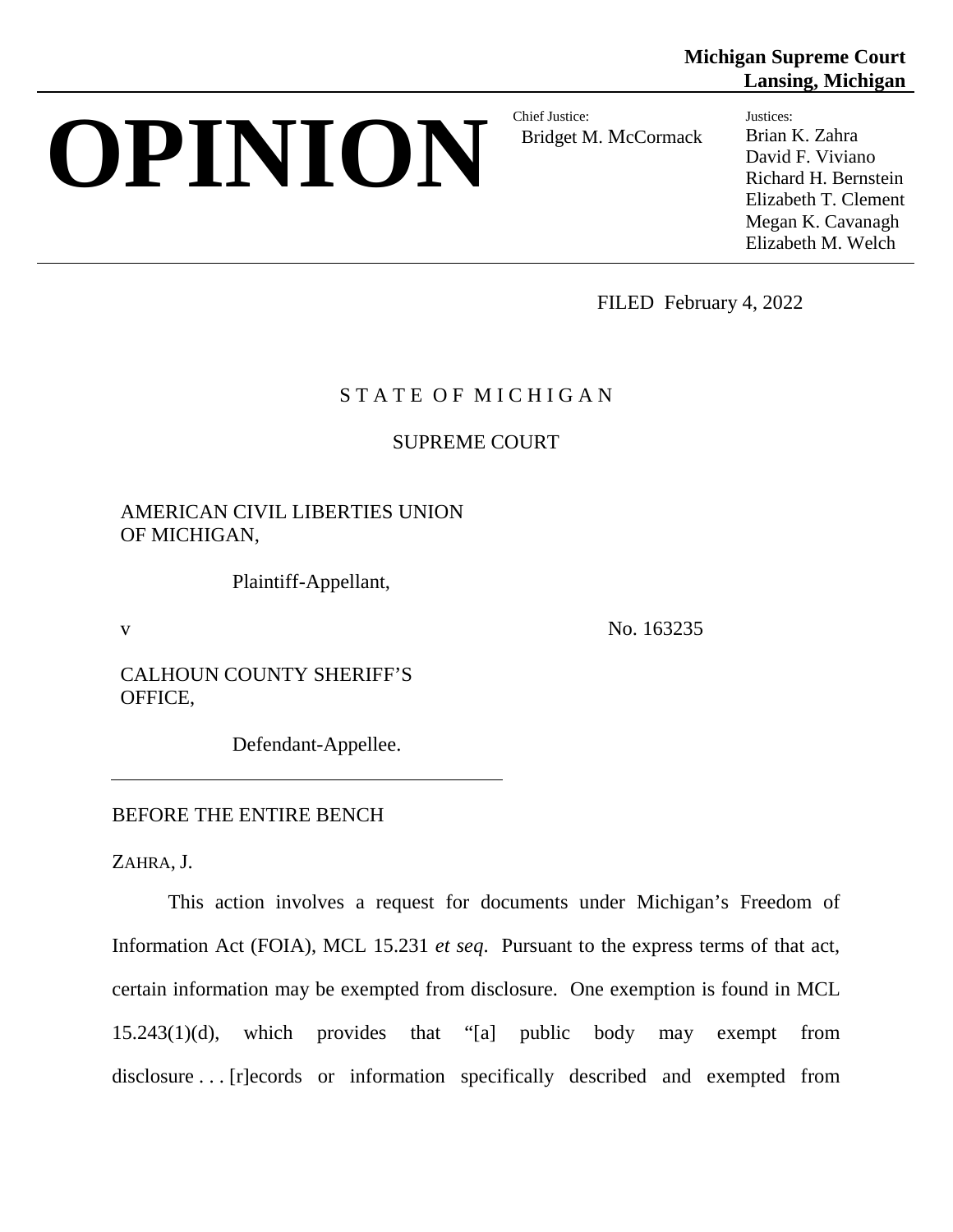**Michigan Supreme Court**
**Lansing, Michigan**

# OPINION

Chief Justice:
Bridget M. McCormack

Justices:
Brian K. Zahra
David F. Viviano
Richard H. Bernstein
Elizabeth T. Clement
Megan K. Cavanagh
Elizabeth M. Welch

FILED February 4, 2022

S T A T E O F M I C H I G A N

SUPREME COURT

AMERICAN CIVIL LIBERTIES UNION OF MICHIGAN,

Plaintiff-Appellant,

v No. 163235

CALHOUN COUNTY SHERIFF'S OFFICE,

Defendant-Appellee.

BEFORE THE ENTIRE BENCH

ZAHRA, J.

This action involves a request for documents under Michigan's Freedom of Information Act (FOIA), MCL 15.231 *et seq*. Pursuant to the express terms of that act, certain information may be exempted from disclosure. One exemption is found in MCL 15.243(1)(d), which provides that "[a] public body may exempt from disclosure . . . [r]ecords or information specifically described and exempted from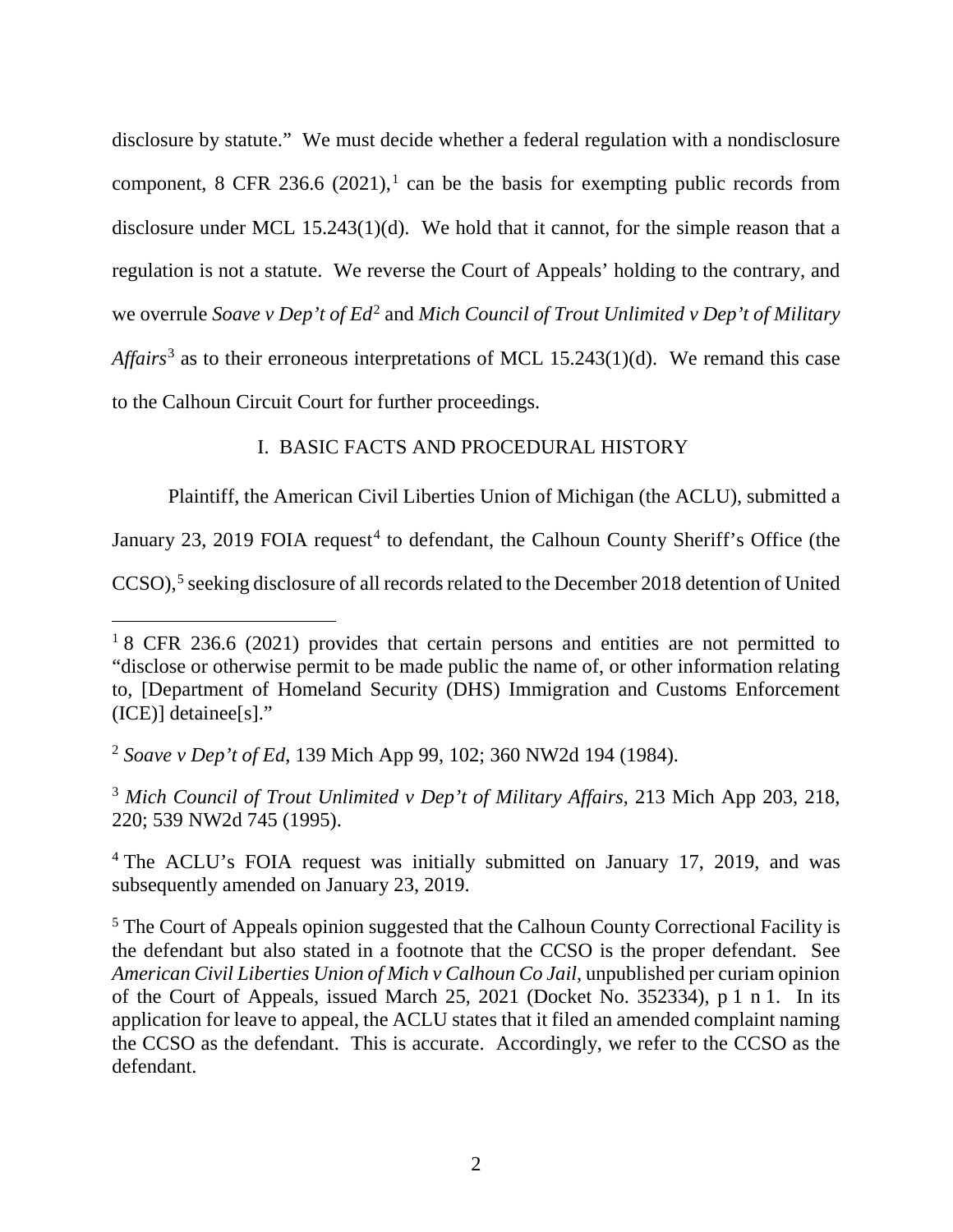disclosure by statute." We must decide whether a federal regulation with a nondisclosure component, 8 CFR 236.6 (2021),[1] can be the basis for exempting public records from disclosure under MCL 15.243(1)(d). We hold that it cannot, for the simple reason that a regulation is not a statute. We reverse the Court of Appeals' holding to the contrary, and we overrule *Soave v Dep't of Ed*[2] and *Mich Council of Trout Unlimited v Dep't of Military Affairs*[3] as to their erroneous interpretations of MCL 15.243(1)(d). We remand this case to the Calhoun Circuit Court for further proceedings.

## I. BASIC FACTS AND PROCEDURAL HISTORY

Plaintiff, the American Civil Liberties Union of Michigan (the ACLU), submitted a January 23, 2019 FOIA request[4] to defendant, the Calhoun County Sheriff's Office (the CCSO),[5] seeking disclosure of all records related to the December 2018 detention of United

---

[1] 8 CFR 236.6 (2021) provides that certain persons and entities are not permitted to "disclose or otherwise permit to be made public the name of, or other information relating to, [Department of Homeland Security (DHS) Immigration and Customs Enforcement (ICE)] detainee[s]."

[2] *Soave v Dep't of Ed*, 139 Mich App 99, 102; 360 NW2d 194 (1984).

[3] *Mich Council of Trout Unlimited v Dep't of Military Affairs*, 213 Mich App 203, 218, 220; 539 NW2d 745 (1995).

[4] The ACLU's FOIA request was initially submitted on January 17, 2019, and was subsequently amended on January 23, 2019.

[5] The Court of Appeals opinion suggested that the Calhoun County Correctional Facility is the defendant but also stated in a footnote that the CCSO is the proper defendant. See *American Civil Liberties Union of Mich v Calhoun Co Jail*, unpublished per curiam opinion of the Court of Appeals, issued March 25, 2021 (Docket No. 352334), p 1 n 1. In its application for leave to appeal, the ACLU states that it filed an amended complaint naming the CCSO as the defendant. This is accurate. Accordingly, we refer to the CCSO as the defendant.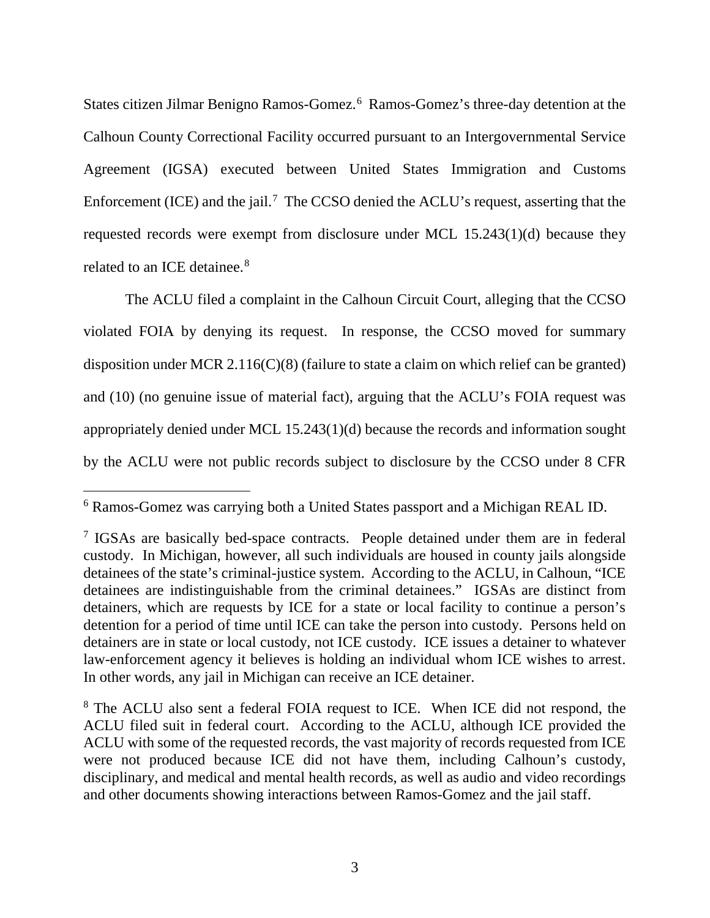States citizen Jilmar Benigno Ramos-Gomez.[6] Ramos-Gomez's three-day detention at the Calhoun County Correctional Facility occurred pursuant to an Intergovernmental Service Agreement (IGSA) executed between United States Immigration and Customs Enforcement (ICE) and the jail.[7] The CCSO denied the ACLU's request, asserting that the requested records were exempt from disclosure under MCL 15.243(1)(d) because they related to an ICE detainee.[8]

The ACLU filed a complaint in the Calhoun Circuit Court, alleging that the CCSO violated FOIA by denying its request. In response, the CCSO moved for summary disposition under MCR 2.116(C)(8) (failure to state a claim on which relief can be granted) and (10) (no genuine issue of material fact), arguing that the ACLU's FOIA request was appropriately denied under MCL 15.243(1)(d) because the records and information sought by the ACLU were not public records subject to disclosure by the CCSO under 8 CFR

---

[6] Ramos-Gomez was carrying both a United States passport and a Michigan REAL ID.

[7] IGSAs are basically bed-space contracts. People detained under them are in federal custody. In Michigan, however, all such individuals are housed in county jails alongside detainees of the state's criminal-justice system. According to the ACLU, in Calhoun, "ICE detainees are indistinguishable from the criminal detainees." IGSAs are distinct from detainers, which are requests by ICE for a state or local facility to continue a person's detention for a period of time until ICE can take the person into custody. Persons held on detainers are in state or local custody, not ICE custody. ICE issues a detainer to whatever law-enforcement agency it believes is holding an individual whom ICE wishes to arrest. In other words, any jail in Michigan can receive an ICE detainer.

[8] The ACLU also sent a federal FOIA request to ICE. When ICE did not respond, the ACLU filed suit in federal court. According to the ACLU, although ICE provided the ACLU with some of the requested records, the vast majority of records requested from ICE were not produced because ICE did not have them, including Calhoun's custody, disciplinary, and medical and mental health records, as well as audio and video recordings and other documents showing interactions between Ramos-Gomez and the jail staff.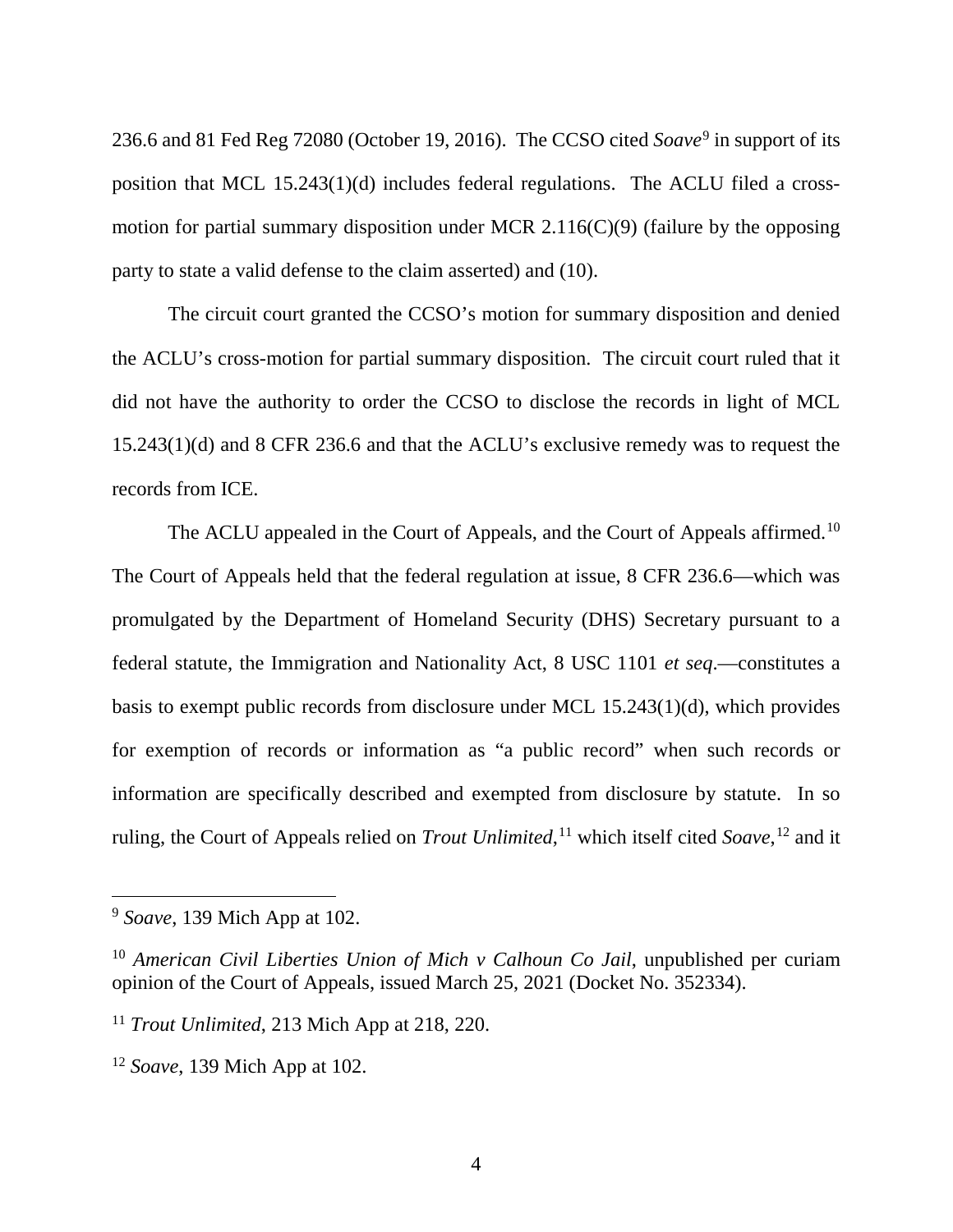236.6 and 81 Fed Reg 72080 (October 19, 2016). The CCSO cited *Soave*[9] in support of its position that MCL 15.243(1)(d) includes federal regulations. The ACLU filed a cross-motion for partial summary disposition under MCR 2.116(C)(9) (failure by the opposing party to state a valid defense to the claim asserted) and (10).

The circuit court granted the CCSO's motion for summary disposition and denied the ACLU's cross-motion for partial summary disposition. The circuit court ruled that it did not have the authority to order the CCSO to disclose the records in light of MCL 15.243(1)(d) and 8 CFR 236.6 and that the ACLU's exclusive remedy was to request the records from ICE.

The ACLU appealed in the Court of Appeals, and the Court of Appeals affirmed.[10] The Court of Appeals held that the federal regulation at issue, 8 CFR 236.6—which was promulgated by the Department of Homeland Security (DHS) Secretary pursuant to a federal statute, the Immigration and Nationality Act, 8 USC 1101 *et seq*.—constitutes a basis to exempt public records from disclosure under MCL 15.243(1)(d), which provides for exemption of records or information as "a public record" when such records or information are specifically described and exempted from disclosure by statute. In so ruling, the Court of Appeals relied on *Trout Unlimited*,[11] which itself cited *Soave*,[12] and it

---

[9] *Soave*, 139 Mich App at 102.

[10] *American Civil Liberties Union of Mich v Calhoun Co Jail*, unpublished per curiam opinion of the Court of Appeals, issued March 25, 2021 (Docket No. 352334).

[11] *Trout Unlimited*, 213 Mich App at 218, 220.

[12] *Soave*, 139 Mich App at 102.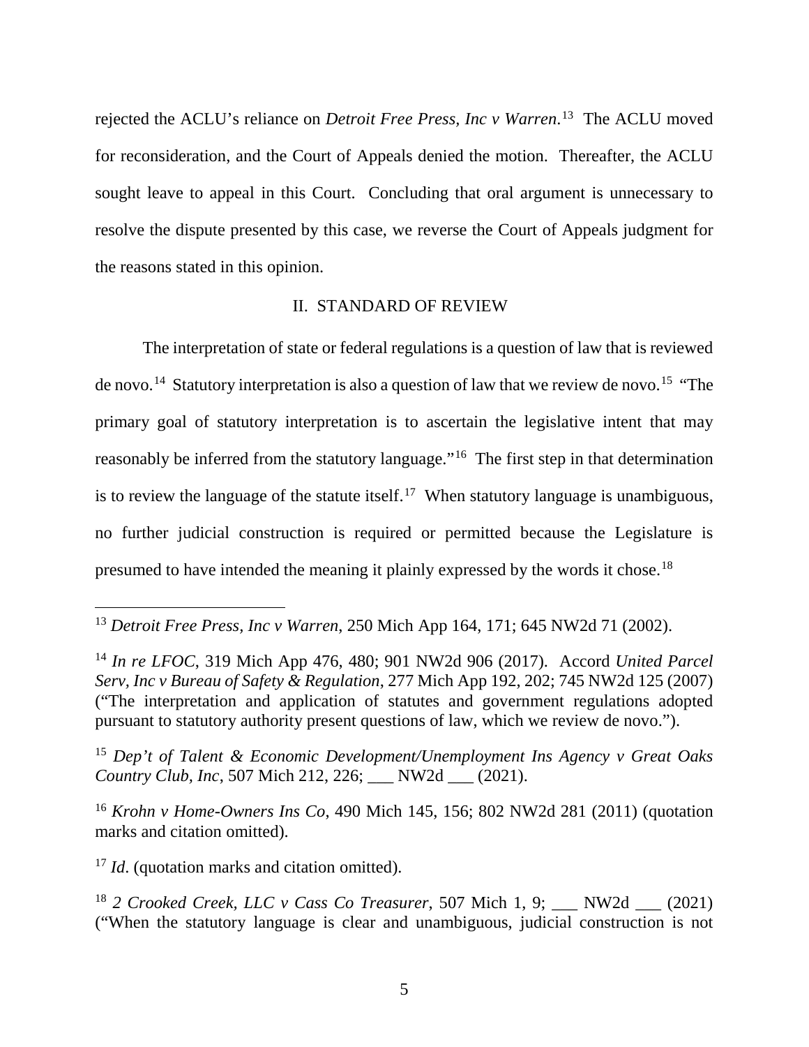rejected the ACLU's reliance on *Detroit Free Press, Inc v Warren*.[13] The ACLU moved for reconsideration, and the Court of Appeals denied the motion. Thereafter, the ACLU sought leave to appeal in this Court. Concluding that oral argument is unnecessary to resolve the dispute presented by this case, we reverse the Court of Appeals judgment for the reasons stated in this opinion.

## II. STANDARD OF REVIEW

The interpretation of state or federal regulations is a question of law that is reviewed de novo.[14] Statutory interpretation is also a question of law that we review de novo.[15] "The primary goal of statutory interpretation is to ascertain the legislative intent that may reasonably be inferred from the statutory language."[16] The first step in that determination is to review the language of the statute itself.[17] When statutory language is unambiguous, no further judicial construction is required or permitted because the Legislature is presumed to have intended the meaning it plainly expressed by the words it chose.[18]

---

[13] *Detroit Free Press, Inc v Warren*, 250 Mich App 164, 171; 645 NW2d 71 (2002).

[14] *In re LFOC*, 319 Mich App 476, 480; 901 NW2d 906 (2017). Accord *United Parcel Serv, Inc v Bureau of Safety & Regulation*, 277 Mich App 192, 202; 745 NW2d 125 (2007) ("The interpretation and application of statutes and government regulations adopted pursuant to statutory authority present questions of law, which we review de novo.").

[15] *Dep't of Talent & Economic Development/Unemployment Ins Agency v Great Oaks Country Club, Inc*, 507 Mich 212, 226; ___ NW2d ___ (2021).

[16] *Krohn v Home-Owners Ins Co*, 490 Mich 145, 156; 802 NW2d 281 (2011) (quotation marks and citation omitted).

[17] *Id*. (quotation marks and citation omitted).

[18] *2 Crooked Creek, LLC v Cass Co Treasurer*, 507 Mich 1, 9; ___ NW2d ___ (2021) ("When the statutory language is clear and unambiguous, judicial construction is not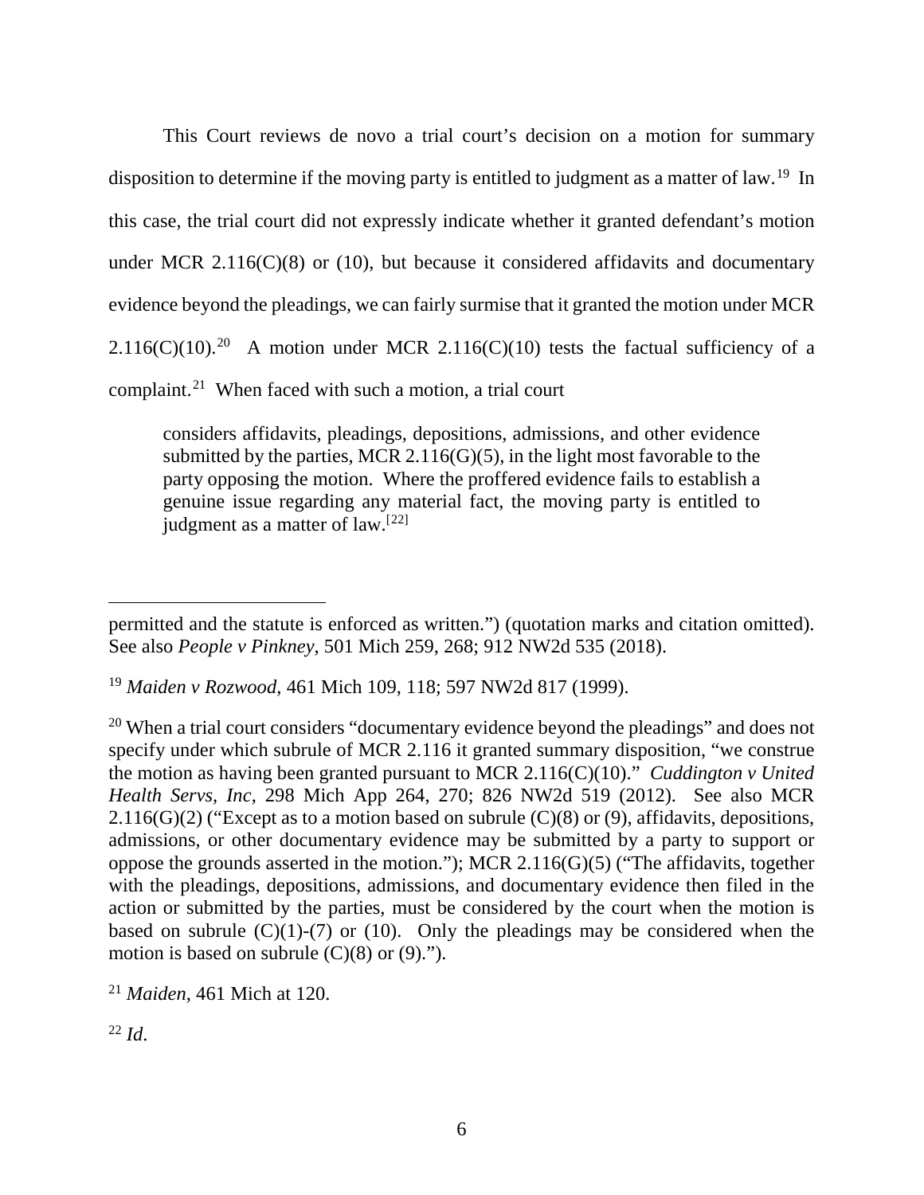This Court reviews de novo a trial court's decision on a motion for summary disposition to determine if the moving party is entitled to judgment as a matter of law.[19] In this case, the trial court did not expressly indicate whether it granted defendant's motion under MCR 2.116(C)(8) or (10), but because it considered affidavits and documentary evidence beyond the pleadings, we can fairly surmise that it granted the motion under MCR 2.116(C)(10).[20] A motion under MCR 2.116(C)(10) tests the factual sufficiency of a complaint.[21] When faced with such a motion, a trial court

> considers affidavits, pleadings, depositions, admissions, and other evidence submitted by the parties, MCR 2.116(G)(5), in the light most favorable to the party opposing the motion. Where the proffered evidence fails to establish a genuine issue regarding any material fact, the moving party is entitled to judgment as a matter of law.[22]

---

permitted and the statute is enforced as written.") (quotation marks and citation omitted). See also *People v Pinkney*, 501 Mich 259, 268; 912 NW2d 535 (2018).

[19] *Maiden v Rozwood*, 461 Mich 109, 118; 597 NW2d 817 (1999).

[20] When a trial court considers "documentary evidence beyond the pleadings" and does not specify under which subrule of MCR 2.116 it granted summary disposition, "we construe the motion as having been granted pursuant to MCR 2.116(C)(10)." *Cuddington v United Health Servs, Inc*, 298 Mich App 264, 270; 826 NW2d 519 (2012). See also MCR 2.116(G)(2) ("Except as to a motion based on subrule (C)(8) or (9), affidavits, depositions, admissions, or other documentary evidence may be submitted by a party to support or oppose the grounds asserted in the motion."); MCR 2.116(G)(5) ("The affidavits, together with the pleadings, depositions, admissions, and documentary evidence then filed in the action or submitted by the parties, must be considered by the court when the motion is based on subrule (C)(1)-(7) or (10). Only the pleadings may be considered when the motion is based on subrule (C)(8) or (9).").

[21] *Maiden*, 461 Mich at 120.

[22] *Id*.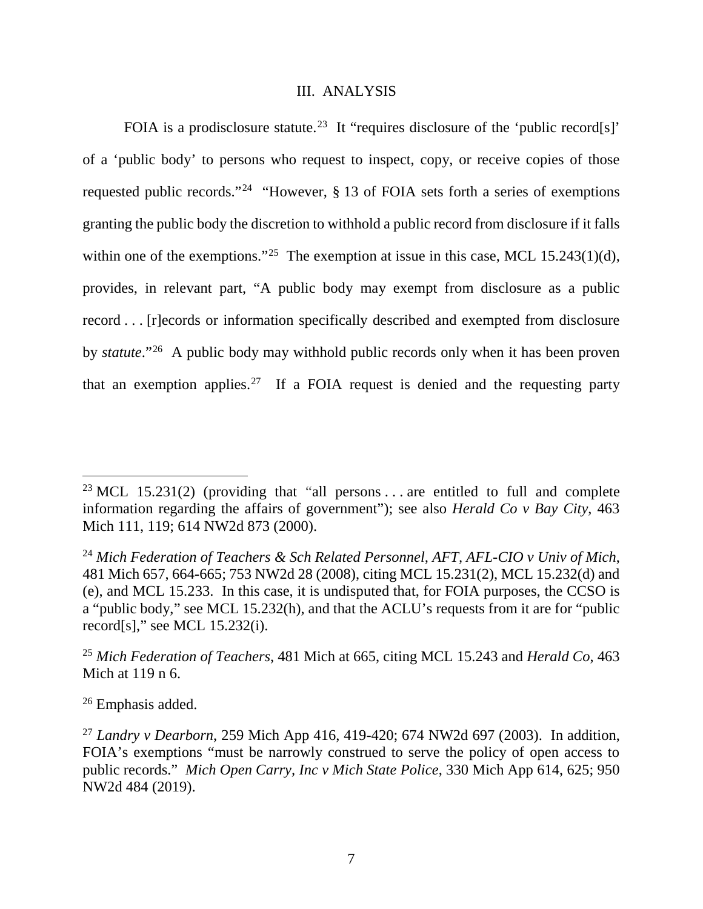## III. ANALYSIS

FOIA is a prodisclosure statute.[23] It "requires disclosure of the 'public record[s]' of a 'public body' to persons who request to inspect, copy, or receive copies of those requested public records."[24] "However, § 13 of FOIA sets forth a series of exemptions granting the public body the discretion to withhold a public record from disclosure if it falls within one of the exemptions."[25] The exemption at issue in this case, MCL 15.243(1)(d), provides, in relevant part, "A public body may exempt from disclosure as a public record . . . [r]ecords or information specifically described and exempted from disclosure by *statute*."[26] A public body may withhold public records only when it has been proven that an exemption applies.[27] If a FOIA request is denied and the requesting party

---

[23] MCL 15.231(2) (providing that "all persons . . . are entitled to full and complete information regarding the affairs of government"); see also *Herald Co v Bay City*, 463 Mich 111, 119; 614 NW2d 873 (2000).

[24] *Mich Federation of Teachers & Sch Related Personnel, AFT, AFL-CIO v Univ of Mich*, 481 Mich 657, 664-665; 753 NW2d 28 (2008), citing MCL 15.231(2), MCL 15.232(d) and (e), and MCL 15.233. In this case, it is undisputed that, for FOIA purposes, the CCSO is a "public body," see MCL 15.232(h), and that the ACLU's requests from it are for "public record[s]," see MCL 15.232(i).

[25] *Mich Federation of Teachers*, 481 Mich at 665, citing MCL 15.243 and *Herald Co*, 463 Mich at 119 n 6.

[26] Emphasis added.

[27] *Landry v Dearborn*, 259 Mich App 416, 419-420; 674 NW2d 697 (2003). In addition, FOIA's exemptions "must be narrowly construed to serve the policy of open access to public records." *Mich Open Carry, Inc v Mich State Police*, 330 Mich App 614, 625; 950 NW2d 484 (2019).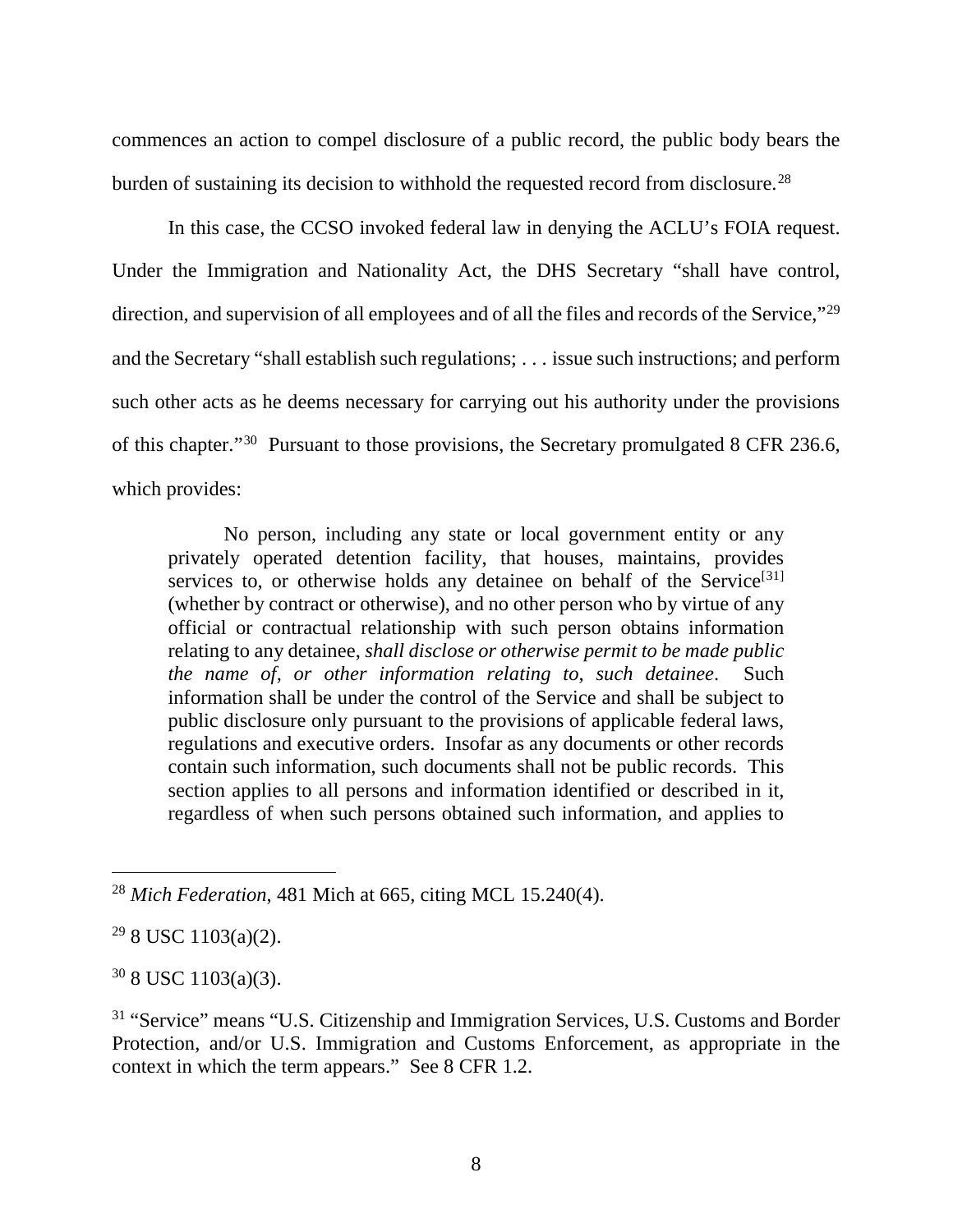commences an action to compel disclosure of a public record, the public body bears the burden of sustaining its decision to withhold the requested record from disclosure.[28]

In this case, the CCSO invoked federal law in denying the ACLU's FOIA request. Under the Immigration and Nationality Act, the DHS Secretary "shall have control, direction, and supervision of all employees and of all the files and records of the Service,"[29] and the Secretary "shall establish such regulations; . . . issue such instructions; and perform such other acts as he deems necessary for carrying out his authority under the provisions of this chapter."[30] Pursuant to those provisions, the Secretary promulgated 8 CFR 236.6, which provides:

> No person, including any state or local government entity or any privately operated detention facility, that houses, maintains, provides services to, or otherwise holds any detainee on behalf of the Service[31] (whether by contract or otherwise), and no other person who by virtue of any official or contractual relationship with such person obtains information relating to any detainee, *shall disclose or otherwise permit to be made public the name of, or other information relating to, such detainee*. Such information shall be under the control of the Service and shall be subject to public disclosure only pursuant to the provisions of applicable federal laws, regulations and executive orders. Insofar as any documents or other records contain such information, such documents shall not be public records. This section applies to all persons and information identified or described in it, regardless of when such persons obtained such information, and applies to

---

[28] *Mich Federation*, 481 Mich at 665, citing MCL 15.240(4).

[29] 8 USC 1103(a)(2).

[30] 8 USC 1103(a)(3).

[31] "Service" means "U.S. Citizenship and Immigration Services, U.S. Customs and Border Protection, and/or U.S. Immigration and Customs Enforcement, as appropriate in the context in which the term appears." See 8 CFR 1.2.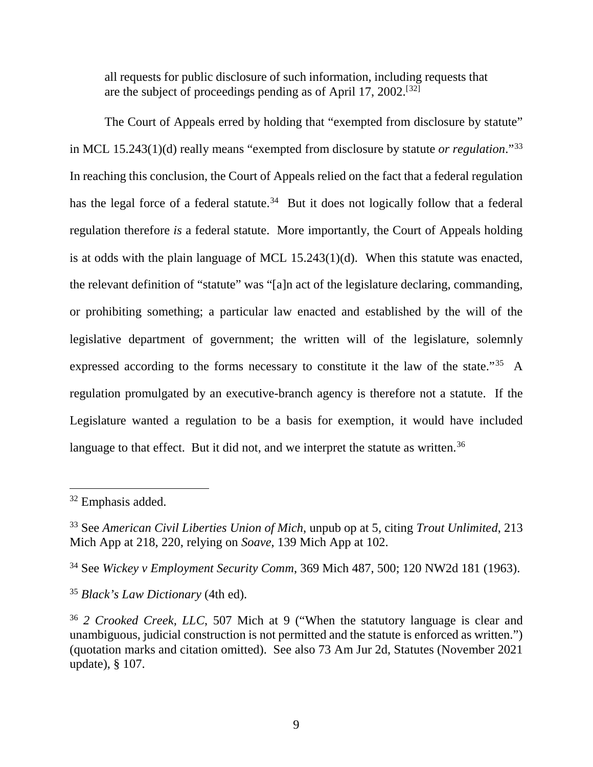all requests for public disclosure of such information, including requests that are the subject of proceedings pending as of April 17, 2002.[32]

The Court of Appeals erred by holding that "exempted from disclosure by statute" in MCL 15.243(1)(d) really means "exempted from disclosure by statute *or regulation*."[33] In reaching this conclusion, the Court of Appeals relied on the fact that a federal regulation has the legal force of a federal statute.[34] But it does not logically follow that a federal regulation therefore *is* a federal statute. More importantly, the Court of Appeals holding is at odds with the plain language of MCL 15.243(1)(d). When this statute was enacted, the relevant definition of "statute" was "[a]n act of the legislature declaring, commanding, or prohibiting something; a particular law enacted and established by the will of the legislative department of government; the written will of the legislature, solemnly expressed according to the forms necessary to constitute it the law of the state."[35] A regulation promulgated by an executive-branch agency is therefore not a statute. If the Legislature wanted a regulation to be a basis for exemption, it would have included language to that effect. But it did not, and we interpret the statute as written.[36]

---

[32] Emphasis added.

[33] See *American Civil Liberties Union of Mich*, unpub op at 5, citing *Trout Unlimited*, 213 Mich App at 218, 220, relying on *Soave*, 139 Mich App at 102.

[34] See *Wickey v Employment Security Comm*, 369 Mich 487, 500; 120 NW2d 181 (1963).

[35] *Black's Law Dictionary* (4th ed).

[36] *2 Crooked Creek, LLC*, 507 Mich at 9 ("When the statutory language is clear and unambiguous, judicial construction is not permitted and the statute is enforced as written.") (quotation marks and citation omitted). See also 73 Am Jur 2d, Statutes (November 2021 update), § 107.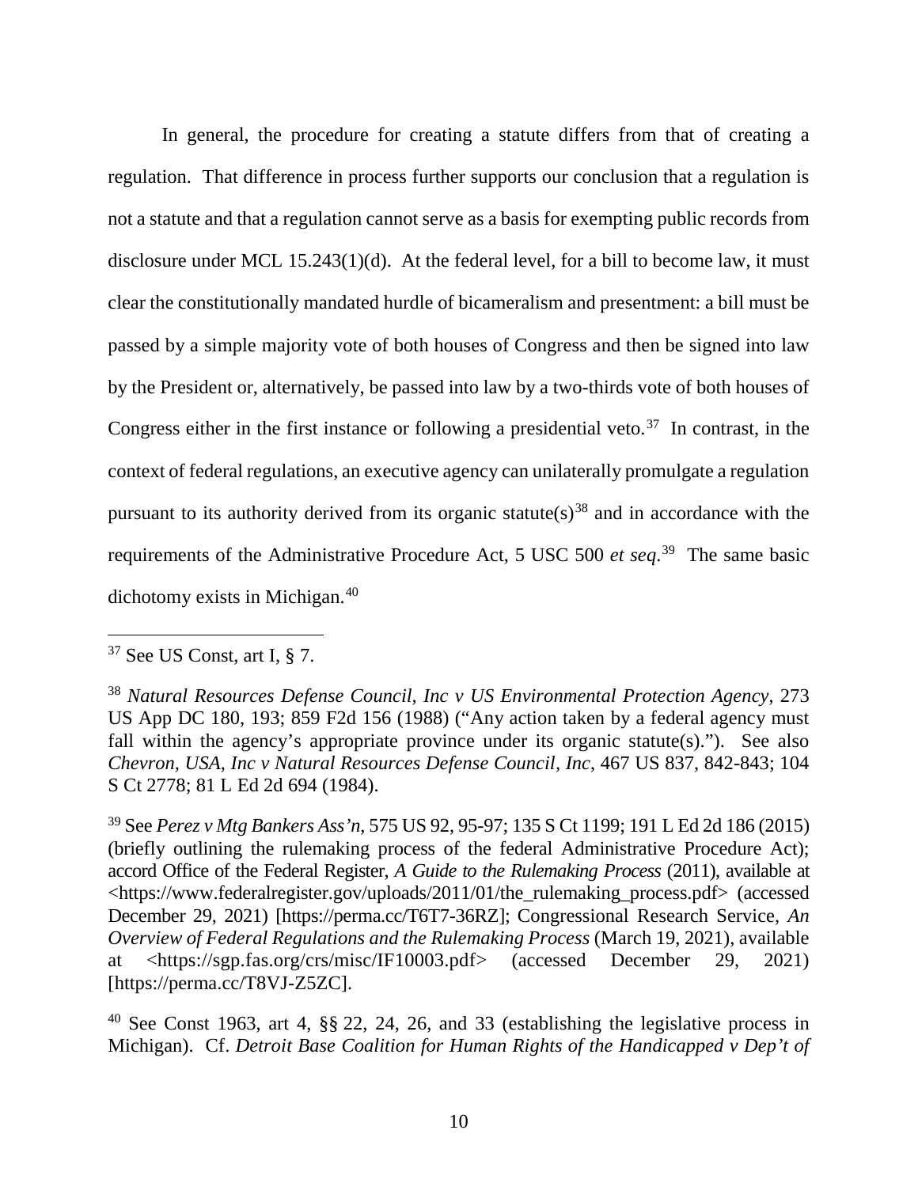In general, the procedure for creating a statute differs from that of creating a regulation. That difference in process further supports our conclusion that a regulation is not a statute and that a regulation cannot serve as a basis for exempting public records from disclosure under MCL 15.243(1)(d). At the federal level, for a bill to become law, it must clear the constitutionally mandated hurdle of bicameralism and presentment: a bill must be passed by a simple majority vote of both houses of Congress and then be signed into law by the President or, alternatively, be passed into law by a two-thirds vote of both houses of Congress either in the first instance or following a presidential veto.[37] In contrast, in the context of federal regulations, an executive agency can unilaterally promulgate a regulation pursuant to its authority derived from its organic statute(s)[38] and in accordance with the requirements of the Administrative Procedure Act, 5 USC 500 *et seq*.[39] The same basic dichotomy exists in Michigan.[40]

---

[37] See US Const, art I, § 7.

[38] *Natural Resources Defense Council, Inc v US Environmental Protection Agency*, 273 US App DC 180, 193; 859 F2d 156 (1988) ("Any action taken by a federal agency must fall within the agency's appropriate province under its organic statute(s)."). See also *Chevron, USA, Inc v Natural Resources Defense Council, Inc*, 467 US 837, 842-843; 104 S Ct 2778; 81 L Ed 2d 694 (1984).

[39] See *Perez v Mtg Bankers Ass'n*, 575 US 92, 95-97; 135 S Ct 1199; 191 L Ed 2d 186 (2015) (briefly outlining the rulemaking process of the federal Administrative Procedure Act); accord Office of the Federal Register, *A Guide to the Rulemaking Process* (2011), available at <https://www.federalregister.gov/uploads/2011/01/the_rulemaking_process.pdf> (accessed December 29, 2021) [https://perma.cc/T6T7-36RZ]; Congressional Research Service, *An Overview of Federal Regulations and the Rulemaking Process* (March 19, 2021), available at <https://sgp.fas.org/crs/misc/IF10003.pdf> (accessed December 29, 2021) [https://perma.cc/T8VJ-Z5ZC].

[40] See Const 1963, art 4, §§ 22, 24, 26, and 33 (establishing the legislative process in Michigan). Cf. *Detroit Base Coalition for Human Rights of the Handicapped v Dep't of*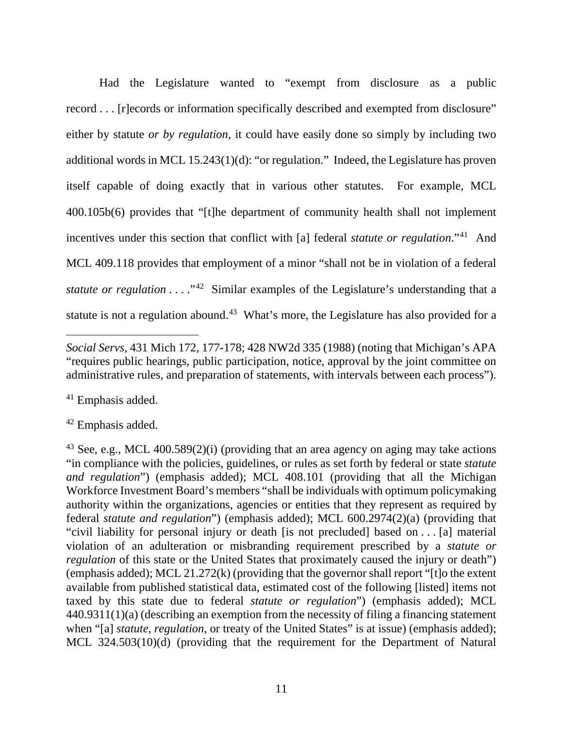Had the Legislature wanted to "exempt from disclosure as a public record . . . [r]ecords or information specifically described and exempted from disclosure" either by statute *or by regulation*, it could have easily done so simply by including two additional words in MCL 15.243(1)(d): "or regulation." Indeed, the Legislature has proven itself capable of doing exactly that in various other statutes. For example, MCL 400.105b(6) provides that "[t]he department of community health shall not implement incentives under this section that conflict with [a] federal *statute or regulation*."[41] And MCL 409.118 provides that employment of a minor "shall not be in violation of a federal *statute or regulation* . . . ."[42] Similar examples of the Legislature's understanding that a statute is not a regulation abound.[43] What's more, the Legislature has also provided for a

---

*Social Servs*, 431 Mich 172, 177-178; 428 NW2d 335 (1988) (noting that Michigan's APA "requires public hearings, public participation, notice, approval by the joint committee on administrative rules, and preparation of statements, with intervals between each process").

[41] Emphasis added.

[42] Emphasis added.

[43] See, e.g., MCL 400.589(2)(i) (providing that an area agency on aging may take actions "in compliance with the policies, guidelines, or rules as set forth by federal or state *statute and regulation*") (emphasis added); MCL 408.101 (providing that all the Michigan Workforce Investment Board's members "shall be individuals with optimum policymaking authority within the organizations, agencies or entities that they represent as required by federal *statute and regulation*") (emphasis added); MCL 600.2974(2)(a) (providing that "civil liability for personal injury or death [is not precluded] based on . . . [a] material violation of an adulteration or misbranding requirement prescribed by a *statute or regulation* of this state or the United States that proximately caused the injury or death") (emphasis added); MCL 21.272(k) (providing that the governor shall report "[t]o the extent available from published statistical data, estimated cost of the following [listed] items not taxed by this state due to federal *statute or regulation*") (emphasis added); MCL 440.9311(1)(a) (describing an exemption from the necessity of filing a financing statement when "[a] *statute, regulation*, or treaty of the United States" is at issue) (emphasis added); MCL 324.503(10)(d) (providing that the requirement for the Department of Natural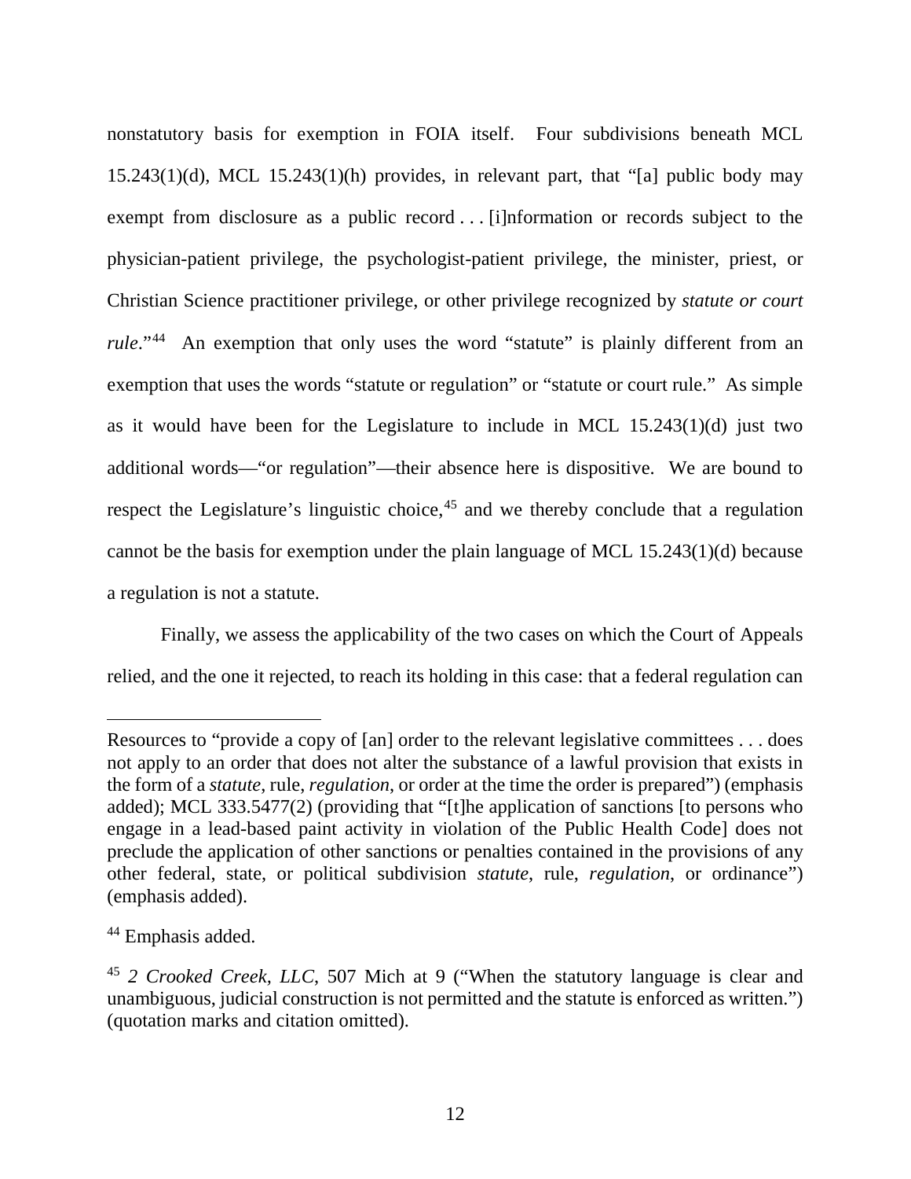nonstatutory basis for exemption in FOIA itself. Four subdivisions beneath MCL 15.243(1)(d), MCL 15.243(1)(h) provides, in relevant part, that "[a] public body may exempt from disclosure as a public record . . . [i]nformation or records subject to the physician-patient privilege, the psychologist-patient privilege, the minister, priest, or Christian Science practitioner privilege, or other privilege recognized by *statute or court rule*."[44] An exemption that only uses the word "statute" is plainly different from an exemption that uses the words "statute or regulation" or "statute or court rule." As simple as it would have been for the Legislature to include in MCL 15.243(1)(d) just two additional words—"or regulation"—their absence here is dispositive. We are bound to respect the Legislature's linguistic choice,[45] and we thereby conclude that a regulation cannot be the basis for exemption under the plain language of MCL 15.243(1)(d) because a regulation is not a statute.

Finally, we assess the applicability of the two cases on which the Court of Appeals relied, and the one it rejected, to reach its holding in this case: that a federal regulation can

---

Resources to "provide a copy of [an] order to the relevant legislative committees . . . does not apply to an order that does not alter the substance of a lawful provision that exists in the form of a *statute*, rule, *regulation*, or order at the time the order is prepared") (emphasis added); MCL 333.5477(2) (providing that "[t]he application of sanctions [to persons who engage in a lead-based paint activity in violation of the Public Health Code] does not preclude the application of other sanctions or penalties contained in the provisions of any other federal, state, or political subdivision *statute*, rule, *regulation*, or ordinance") (emphasis added).

[44] Emphasis added.

[45] *2 Crooked Creek, LLC*, 507 Mich at 9 ("When the statutory language is clear and unambiguous, judicial construction is not permitted and the statute is enforced as written.") (quotation marks and citation omitted).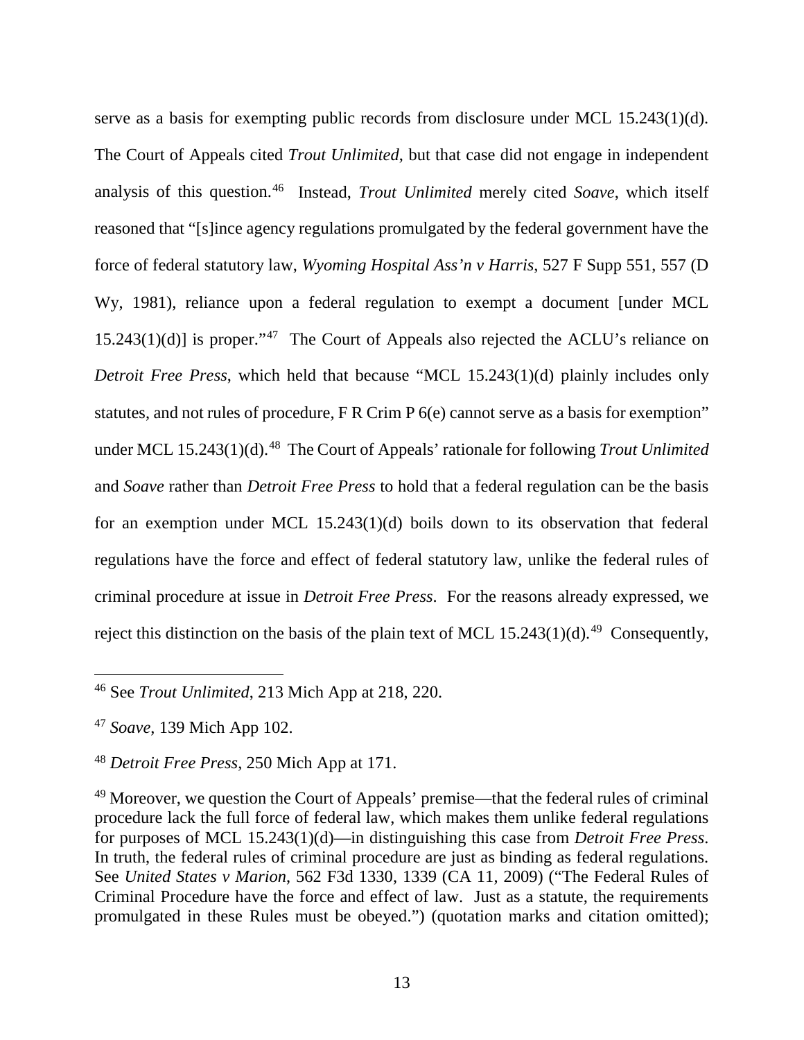serve as a basis for exempting public records from disclosure under MCL 15.243(1)(d). The Court of Appeals cited *Trout Unlimited*, but that case did not engage in independent analysis of this question.[46] Instead, *Trout Unlimited* merely cited *Soave*, which itself reasoned that "[s]ince agency regulations promulgated by the federal government have the force of federal statutory law, *Wyoming Hospital Ass'n v Harris*, 527 F Supp 551, 557 (D Wy, 1981), reliance upon a federal regulation to exempt a document [under MCL 15.243(1)(d)] is proper."[47] The Court of Appeals also rejected the ACLU's reliance on *Detroit Free Press*, which held that because "MCL 15.243(1)(d) plainly includes only statutes, and not rules of procedure, F R Crim P 6(e) cannot serve as a basis for exemption" under MCL 15.243(1)(d).[48] The Court of Appeals' rationale for following *Trout Unlimited* and *Soave* rather than *Detroit Free Press* to hold that a federal regulation can be the basis for an exemption under MCL 15.243(1)(d) boils down to its observation that federal regulations have the force and effect of federal statutory law, unlike the federal rules of criminal procedure at issue in *Detroit Free Press*. For the reasons already expressed, we reject this distinction on the basis of the plain text of MCL 15.243(1)(d).[49] Consequently,

---

[46] See *Trout Unlimited*, 213 Mich App at 218, 220.

[47] *Soave*, 139 Mich App 102.

[48] *Detroit Free Press*, 250 Mich App at 171.

[49] Moreover, we question the Court of Appeals' premise—that the federal rules of criminal procedure lack the full force of federal law, which makes them unlike federal regulations for purposes of MCL 15.243(1)(d)—in distinguishing this case from *Detroit Free Press*. In truth, the federal rules of criminal procedure are just as binding as federal regulations. See *United States v Marion*, 562 F3d 1330, 1339 (CA 11, 2009) ("The Federal Rules of Criminal Procedure have the force and effect of law. Just as a statute, the requirements promulgated in these Rules must be obeyed.") (quotation marks and citation omitted);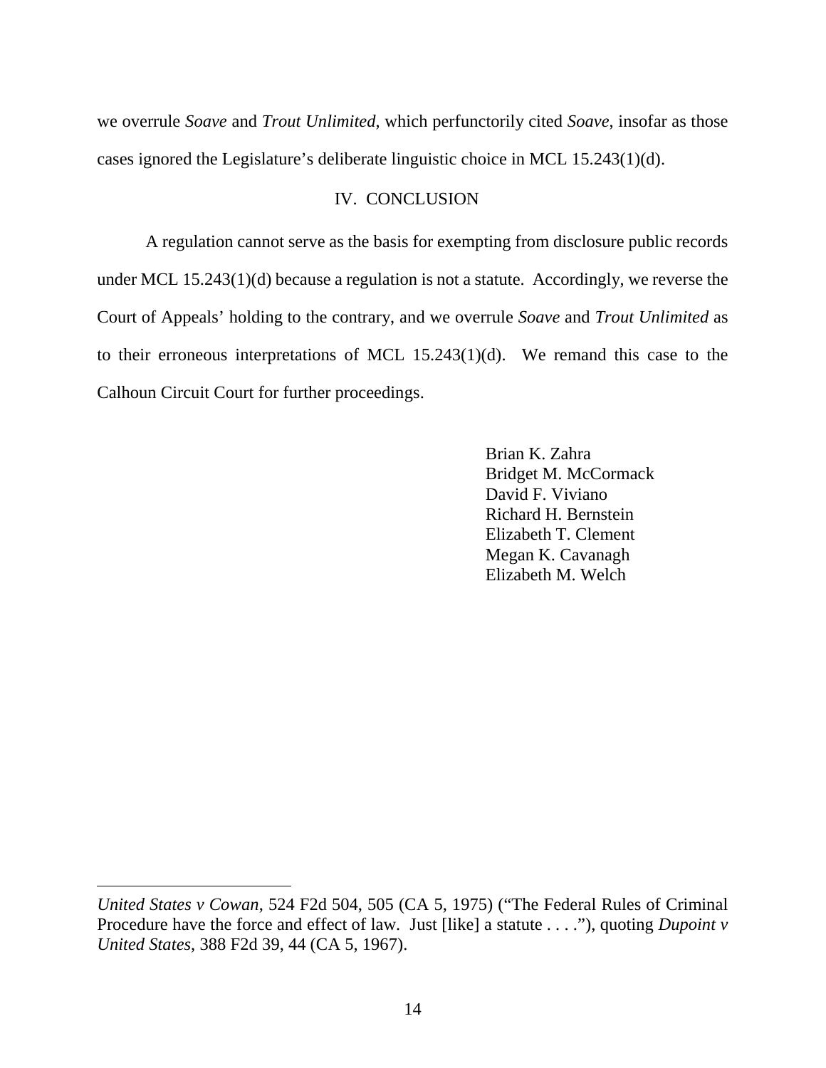we overrule *Soave* and *Trout Unlimited*, which perfunctorily cited *Soave*, insofar as those cases ignored the Legislature's deliberate linguistic choice in MCL 15.243(1)(d).

## IV. CONCLUSION

A regulation cannot serve as the basis for exempting from disclosure public records under MCL 15.243(1)(d) because a regulation is not a statute. Accordingly, we reverse the Court of Appeals' holding to the contrary, and we overrule *Soave* and *Trout Unlimited* as to their erroneous interpretations of MCL 15.243(1)(d). We remand this case to the Calhoun Circuit Court for further proceedings.

Brian K. Zahra
Bridget M. McCormack
David F. Viviano
Richard H. Bernstein
Elizabeth T. Clement
Megan K. Cavanagh
Elizabeth M. Welch

---

*United States v Cowan*, 524 F2d 504, 505 (CA 5, 1975) ("The Federal Rules of Criminal Procedure have the force and effect of law. Just [like] a statute . . . ."), quoting *Dupoint v United States*, 388 F2d 39, 44 (CA 5, 1967).